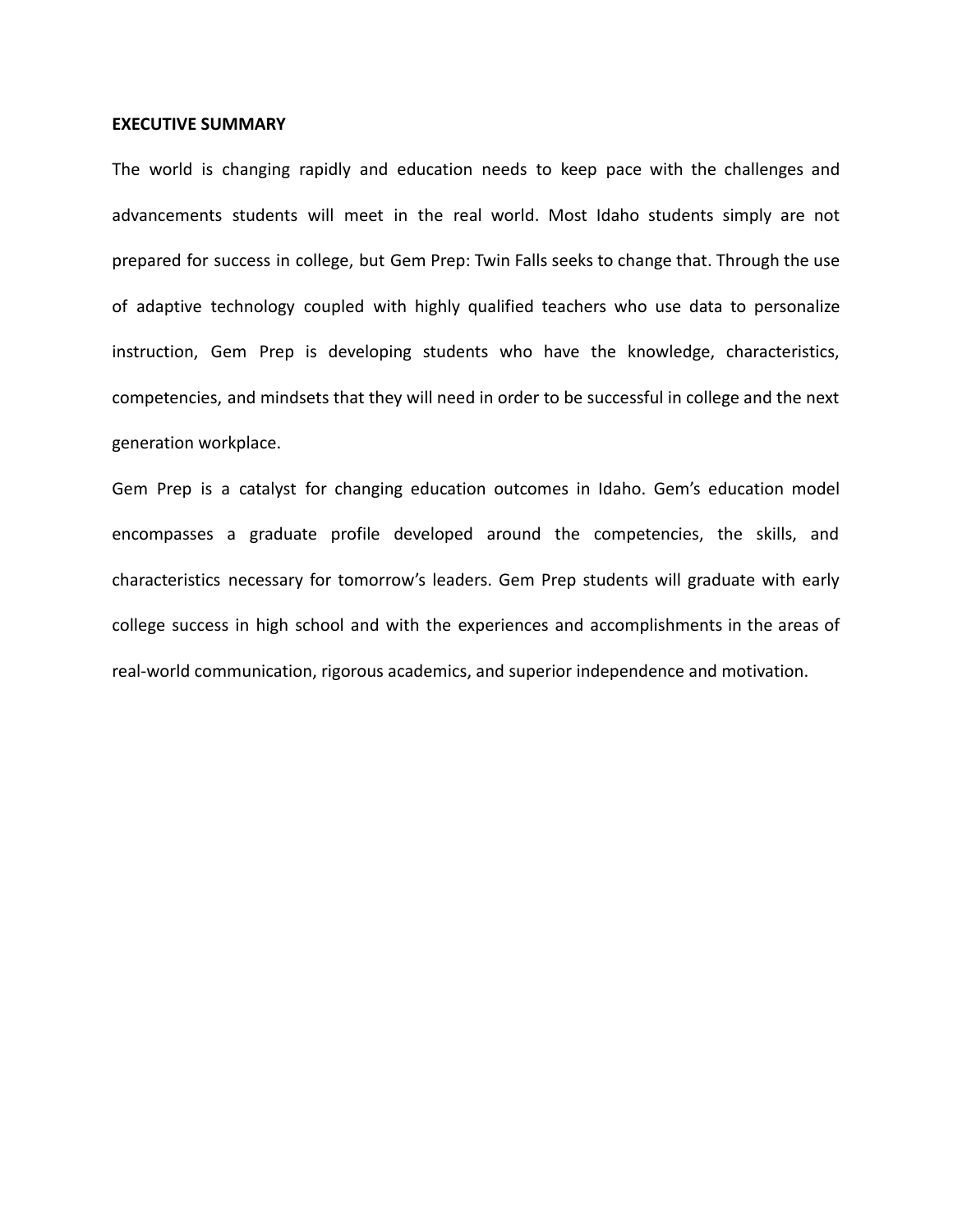## EXECUTIVE SUMMARY

The world is changing rapidly and education needs to keep pace with the challenges and advancements students will meet in the real world. Most Idaho students simply are not prepared for success in college, but Gem Prep: Twin Falls seeks to change that. Through the use of adaptive technology coupled with highly qualified teachers who use data to personalize instruction, Gem Prep is developing students who have the knowledge, characteristics, competencies, and mindsets that they will need in order to be successful in college and the next generation workplace.

Gem Prep is a catalyst for changing education outcomes in Idaho. Gem's education model encompasses a graduate profile developed around the competencies, the skills, and characteristics necessary for tomorrow's leaders. Gem Prep students will graduate with early college success in high school and with the experiences and accomplishments in the areas of real-world communication, rigorous academics, and superior independence and motivation.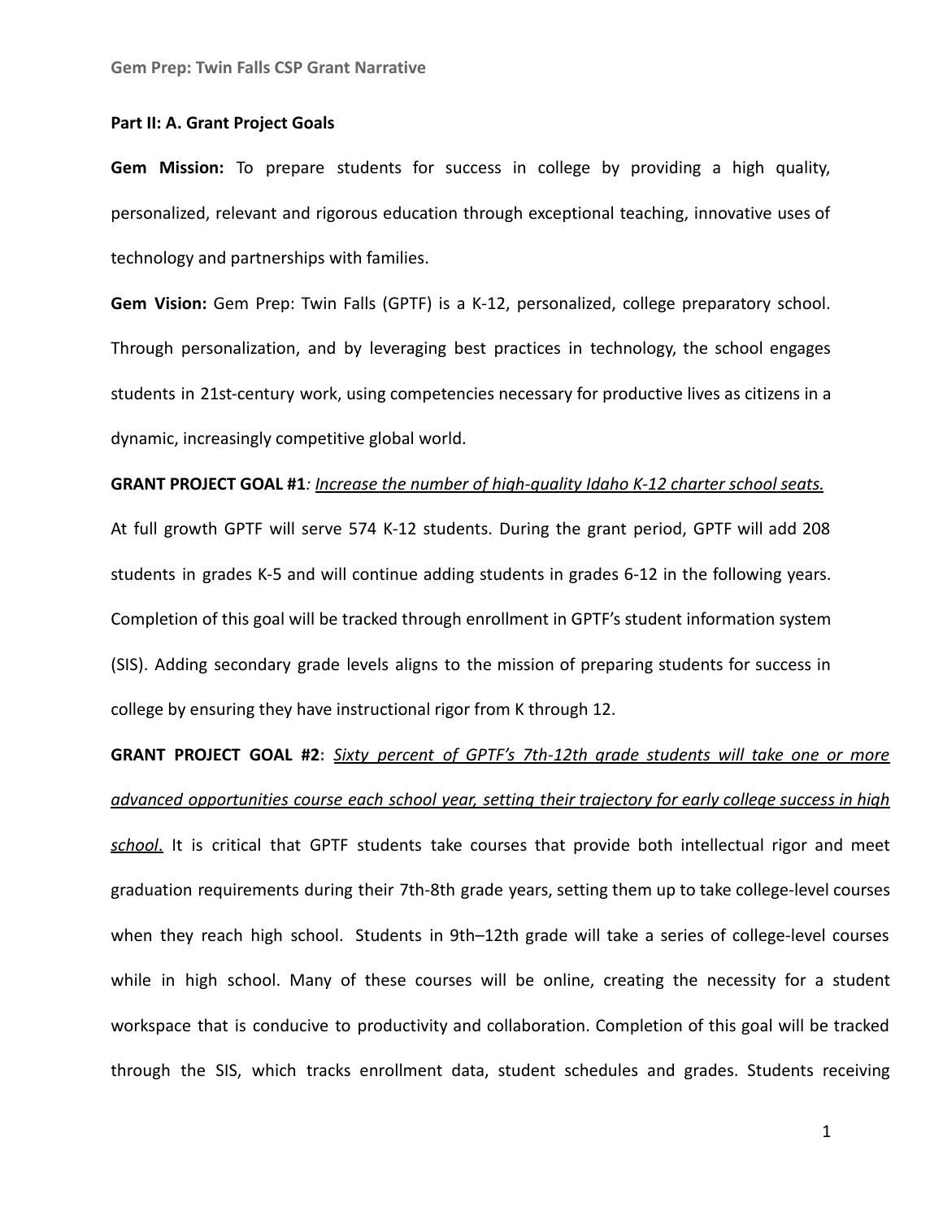## Part II: A. Grant Project Goals

**Gem Mission:** To prepare students for success in college by providing a high quality, personalized, relevant and rigorous education through exceptional teaching, innovative uses of technology and partnerships with families.

**Gem Vision:** Gem Prep: Twin Falls (GPTF) is a K-12, personalized, college preparatory school. Through personalization, and by leveraging best practices in technology, the school engages students in 21st-century work, using competencies necessary for productive lives as citizens in a dynamic, increasingly competitive global world.

**GRANT PROJECT GOAL #1***: Increase the number of high-quality Idaho K-12 charter school seats.*

At full growth GPTF will serve 574 K-12 students. During the grant period, GPTF will add 208 students in grades K-5 and will continue adding students in grades 6-12 in the following years. Completion of this goal will be tracked through enrollment in GPTF's student information system (SIS). Adding secondary grade levels aligns to the mission of preparing students for success in college by ensuring they have instructional rigor from K through 12.

**GRANT PROJECT GOAL #2:** *Sixty percent of GPTF's 7th-12th grade students will take one or more advanced opportunities course each school year, setting their trajectory for early college success in high school.* It is critical that GPTF students take courses that provide both intellectual rigor and meet graduation requirements during their 7th-8th grade years, setting them up to take college-level courses when they reach high school. Students in 9th–12th grade will take a series of college-level courses while in high school. Many of these courses will be online, creating the necessity for a student workspace that is conducive to productivity and collaboration. Completion of this goal will be tracked through the SIS, which tracks enrollment data, student schedules and grades. Students receiving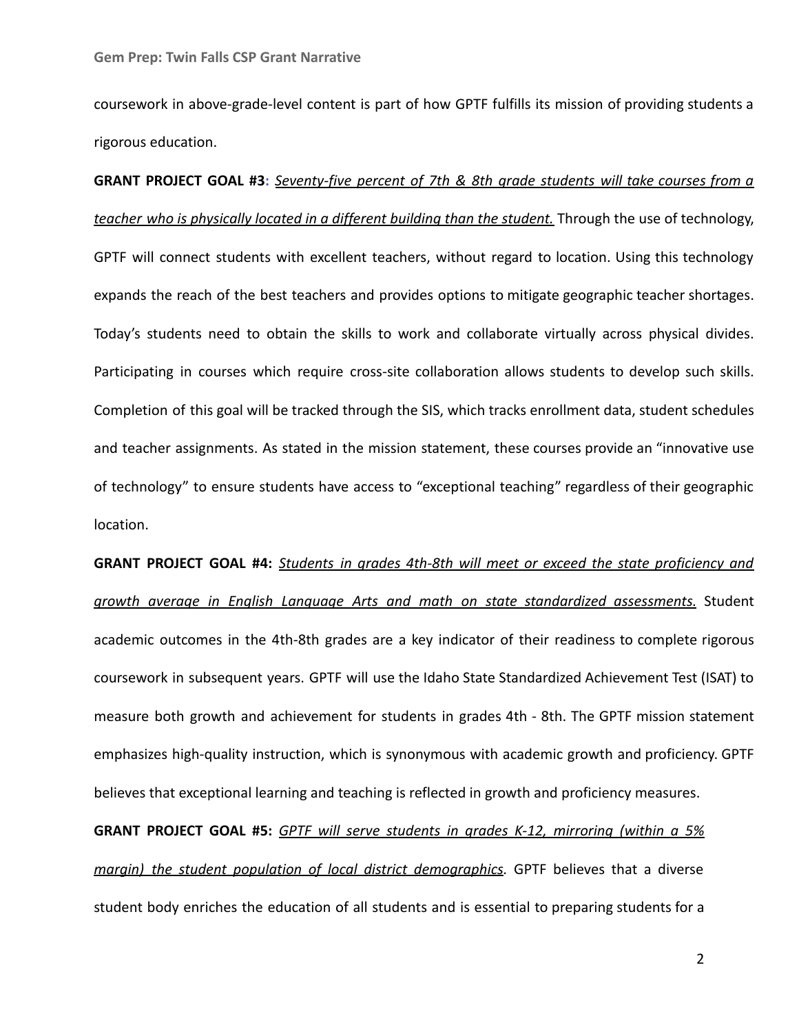coursework in above-grade-level content is part of how GPTF fulfills its mission of providing students a rigorous education.

**GRANT PROJECT GOAL #3:** *Seventy-five percent of 7th & 8th grade students will take courses from a teacher who is physically located in a different building than the student.* Through the use of technology, GPTF will connect students with excellent teachers, without regard to location. Using this technology expands the reach of the best teachers and provides options to mitigate geographic teacher shortages. Today's students need to obtain the skills to work and collaborate virtually across physical divides. Participating in courses which require cross-site collaboration allows students to develop such skills. Completion of this goal will be tracked through the SIS, which tracks enrollment data, student schedules and teacher assignments. As stated in the mission statement, these courses provide an "innovative use of technology" to ensure students have access to "exceptional teaching" regardless of their geographic location.

**GRANT PROJECT GOAL #4:** *Students in grades 4th-8th will meet or exceed the state proficiency and growth average in English Language Arts and math on state standardized assessments.* Student academic outcomes in the 4th-8th grades are a key indicator of their readiness to complete rigorous coursework in subsequent years. GPTF will use the Idaho State Standardized Achievement Test (ISAT) to measure both growth and achievement for students in grades 4th - 8th. The GPTF mission statement emphasizes high-quality instruction, which is synonymous with academic growth and proficiency. GPTF believes that exceptional learning and teaching is reflected in growth and proficiency measures.

**GRANT PROJECT GOAL #5:** *GPTF will serve students in grades K-12, mirroring (within a 5% margin) the student population of local district demographics.* GPTF believes that a diverse student body enriches the education of all students and is essential to preparing students for a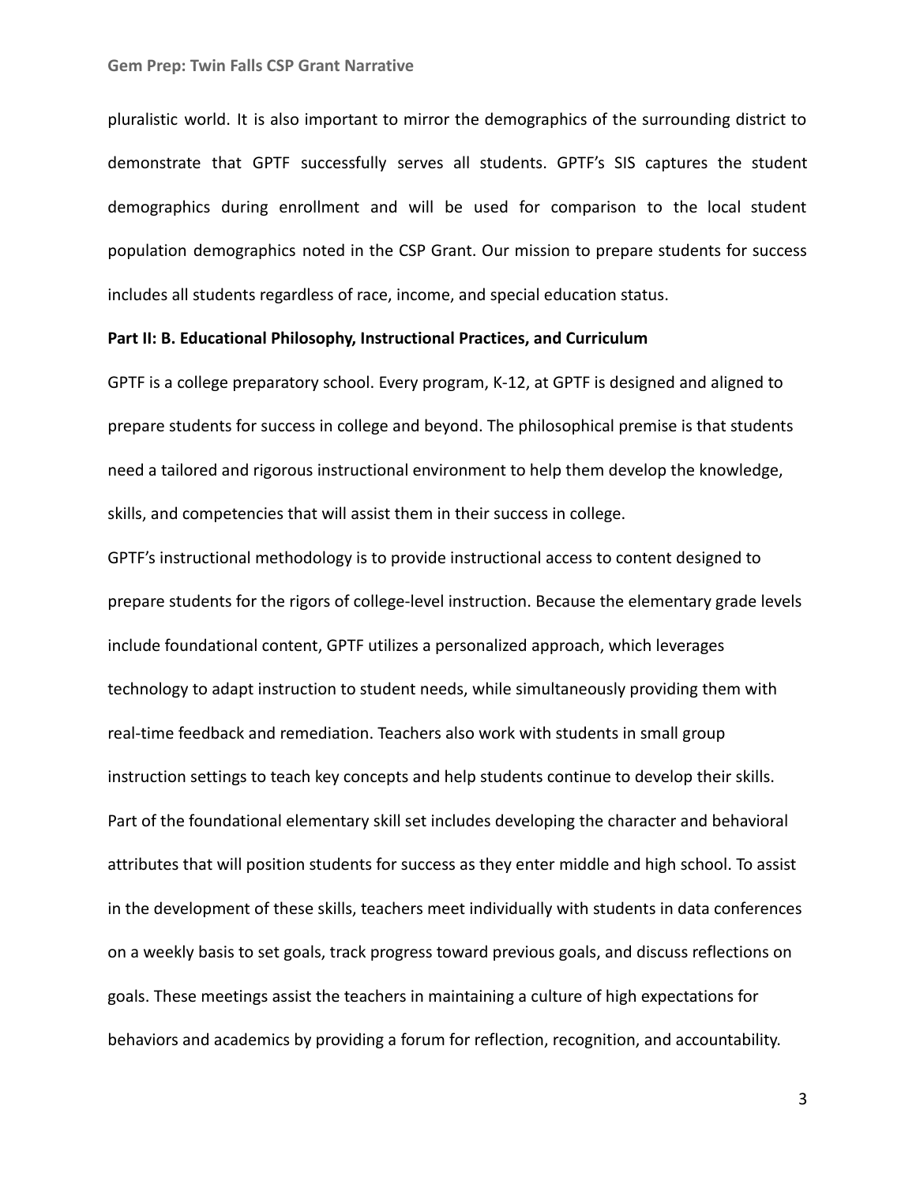pluralistic world. It is also important to mirror the demographics of the surrounding district to demonstrate that GPTF successfully serves all students. GPTF's SIS captures the student demographics during enrollment and will be used for comparison to the local student population demographics noted in the CSP Grant. Our mission to prepare students for success includes all students regardless of race, income, and special education status.

**Part II: B. Educational Philosophy, Instructional Practices, and Curriculum**

GPTF is a college preparatory school. Every program, K-12, at GPTF is designed and aligned to prepare students for success in college and beyond. The philosophical premise is that students need a tailored and rigorous instructional environment to help them develop the knowledge, skills, and competencies that will assist them in their success in college.

GPTF's instructional methodology is to provide instructional access to content designed to prepare students for the rigors of college-level instruction. Because the elementary grade levels include foundational content, GPTF utilizes a personalized approach, which leverages technology to adapt instruction to student needs, while simultaneously providing them with real-time feedback and remediation. Teachers also work with students in small group instruction settings to teach key concepts and help students continue to develop their skills. Part of the foundational elementary skill set includes developing the character and behavioral attributes that will position students for success as they enter middle and high school. To assist in the development of these skills, teachers meet individually with students in data conferences on a weekly basis to set goals, track progress toward previous goals, and discuss reflections on goals. These meetings assist the teachers in maintaining a culture of high expectations for behaviors and academics by providing a forum for reflection, recognition, and accountability.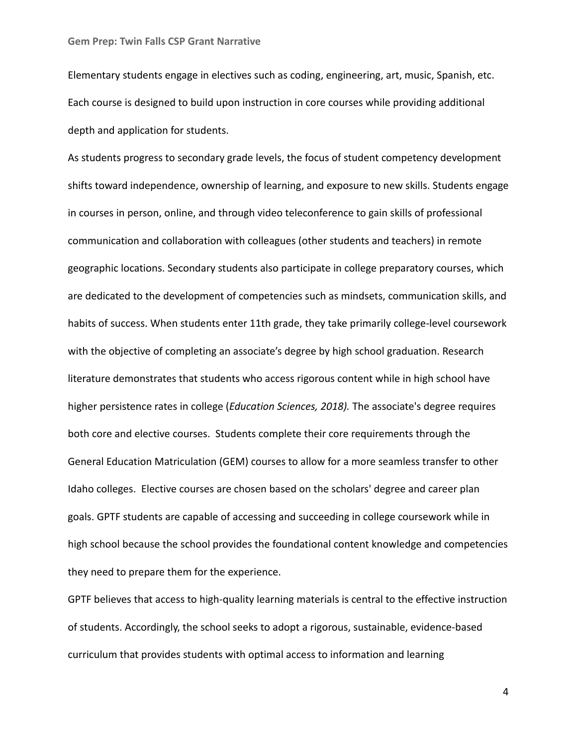Elementary students engage in electives such as coding, engineering, art, music, Spanish, etc. Each course is designed to build upon instruction in core courses while providing additional depth and application for students.

As students progress to secondary grade levels, the focus of student competency development shifts toward independence, ownership of learning, and exposure to new skills. Students engage in courses in person, online, and through video teleconference to gain skills of professional communication and collaboration with colleagues (other students and teachers) in remote geographic locations. Secondary students also participate in college preparatory courses, which are dedicated to the development of competencies such as mindsets, communication skills, and habits of success. When students enter 11th grade, they take primarily college-level coursework with the objective of completing an associate's degree by high school graduation. Research literature demonstrates that students who access rigorous content while in high school have higher persistence rates in college (*Education Sciences, 2018).* The associate's degree requires both core and elective courses. Students complete their core requirements through the General Education Matriculation (GEM) courses to allow for a more seamless transfer to other Idaho colleges. Elective courses are chosen based on the scholars' degree and career plan goals. GPTF students are capable of accessing and succeeding in college coursework while in high school because the school provides the foundational content knowledge and competencies they need to prepare them for the experience.

GPTF believes that access to high-quality learning materials is central to the effective instruction of students. Accordingly, the school seeks to adopt a rigorous, sustainable, evidence-based curriculum that provides students with optimal access to information and learning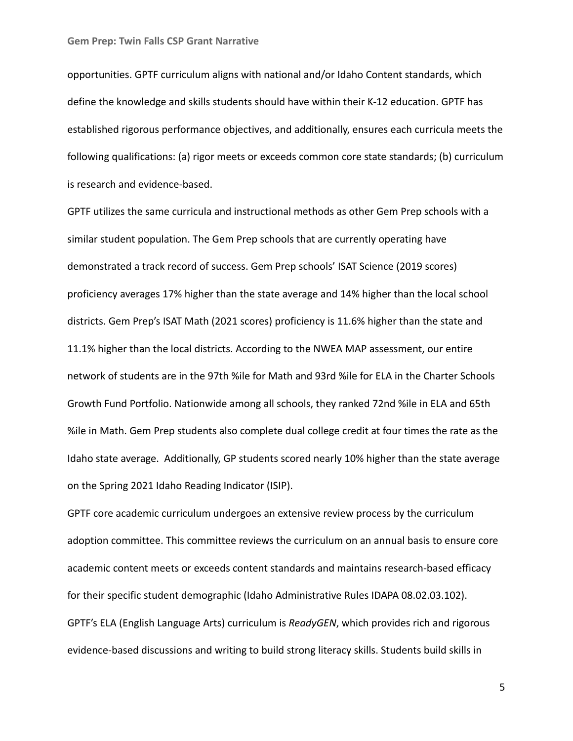opportunities. GPTF curriculum aligns with national and/or Idaho Content standards, which define the knowledge and skills students should have within their K-12 education. GPTF has established rigorous performance objectives, and additionally, ensures each curricula meets the following qualifications: (a) rigor meets or exceeds common core state standards; (b) curriculum is research and evidence-based.

GPTF utilizes the same curricula and instructional methods as other Gem Prep schools with a similar student population. The Gem Prep schools that are currently operating have demonstrated a track record of success. Gem Prep schools' ISAT Science (2019 scores) proficiency averages 17% higher than the state average and 14% higher than the local school districts. Gem Prep's ISAT Math (2021 scores) proficiency is 11.6% higher than the state and 11.1% higher than the local districts. According to the NWEA MAP assessment, our entire network of students are in the 97th %ile for Math and 93rd %ile for ELA in the Charter Schools Growth Fund Portfolio. Nationwide among all schools, they ranked 72nd %ile in ELA and 65th %ile in Math. Gem Prep students also complete dual college credit at four times the rate as the Idaho state average. Additionally, GP students scored nearly 10% higher than the state average on the Spring 2021 Idaho Reading Indicator (ISIP).

GPTF core academic curriculum undergoes an extensive review process by the curriculum adoption committee. This committee reviews the curriculum on an annual basis to ensure core academic content meets or exceeds content standards and maintains research-based efficacy for their specific student demographic (Idaho Administrative Rules IDAPA 08.02.03.102).

GPTF's ELA (English Language Arts) curriculum is *ReadyGEN*, which provides rich and rigorous evidence-based discussions and writing to build strong literacy skills. Students build skills in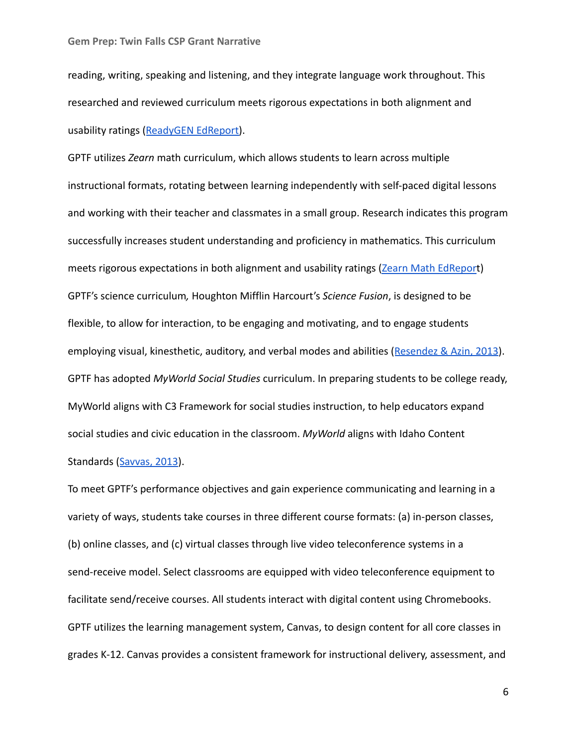reading, writing, speaking and listening, and they integrate language work throughout. This researched and reviewed curriculum meets rigorous expectations in both alignment and usability ratings (ReadyGEN EdReport).

GPTF utilizes *Zearn* math curriculum, which allows students to learn across multiple instructional formats, rotating between learning independently with self-paced digital lessons and working with their teacher and classmates in a small group. Research indicates this program successfully increases student understanding and proficiency in mathematics. This curriculum meets rigorous expectations in both alignment and usability ratings (Zearn Math EdReport)

GPTF's science curriculum*,* Houghton Mifflin Harcourt's *Science Fusion*, is designed to be flexible, to allow for interaction, to be engaging and motivating, and to engage students employing visual, kinesthetic, auditory, and verbal modes and abilities (Resendez & Azin, 2013).

GPTF has adopted *MyWorld Social Studies* curriculum. In preparing students to be college ready, MyWorld aligns with C3 Framework for social studies instruction, to help educators expand social studies and civic education in the classroom. *MyWorld* aligns with Idaho Content Standards (Savvas, 2013).

To meet GPTF's performance objectives and gain experience communicating and learning in a variety of ways, students take courses in three different course formats: (a) in-person classes, (b) online classes, and (c) virtual classes through live video teleconference systems in a send-receive model. Select classrooms are equipped with video teleconference equipment to facilitate send/receive courses. All students interact with digital content using Chromebooks. GPTF utilizes the learning management system, Canvas, to design content for all core classes in grades K-12. Canvas provides a consistent framework for instructional delivery, assessment, and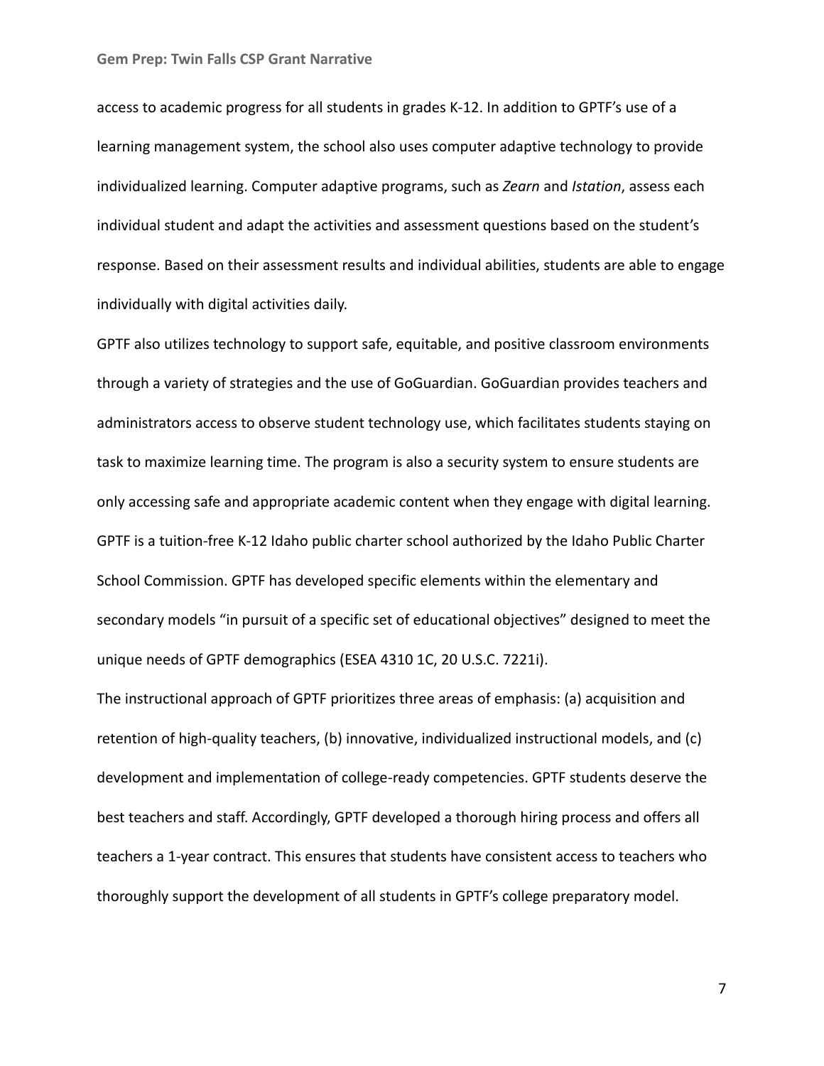access to academic progress for all students in grades K-12. In addition to GPTF's use of a learning management system, the school also uses computer adaptive technology to provide individualized learning. Computer adaptive programs, such as *Zearn* and *Istation*, assess each individual student and adapt the activities and assessment questions based on the student's response. Based on their assessment results and individual abilities, students are able to engage individually with digital activities daily.

GPTF also utilizes technology to support safe, equitable, and positive classroom environments through a variety of strategies and the use of GoGuardian. GoGuardian provides teachers and administrators access to observe student technology use, which facilitates students staying on task to maximize learning time. The program is also a security system to ensure students are only accessing safe and appropriate academic content when they engage with digital learning.

GPTF is a tuition-free K-12 Idaho public charter school authorized by the Idaho Public Charter School Commission. GPTF has developed specific elements within the elementary and secondary models "in pursuit of a specific set of educational objectives" designed to meet the unique needs of GPTF demographics (ESEA 4310 1C, 20 U.S.C. 7221i).

The instructional approach of GPTF prioritizes three areas of emphasis: (a) acquisition and retention of high-quality teachers, (b) innovative, individualized instructional models, and (c) development and implementation of college-ready competencies. GPTF students deserve the best teachers and staff. Accordingly, GPTF developed a thorough hiring process and offers all teachers a 1-year contract. This ensures that students have consistent access to teachers who thoroughly support the development of all students in GPTF's college preparatory model.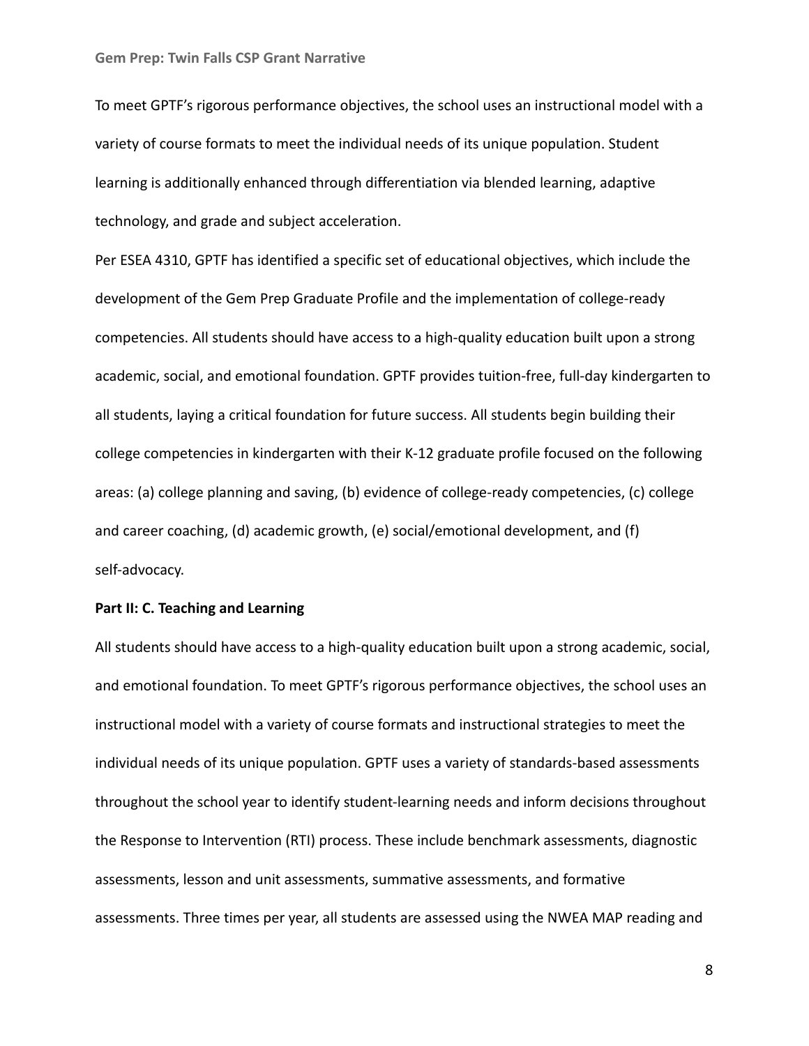To meet GPTF's rigorous performance objectives, the school uses an instructional model with a variety of course formats to meet the individual needs of its unique population. Student learning is additionally enhanced through differentiation via blended learning, adaptive technology, and grade and subject acceleration.

Per ESEA 4310, GPTF has identified a specific set of educational objectives, which include the development of the Gem Prep Graduate Profile and the implementation of college-ready competencies. All students should have access to a high-quality education built upon a strong academic, social, and emotional foundation. GPTF provides tuition-free, full-day kindergarten to all students, laying a critical foundation for future success. All students begin building their college competencies in kindergarten with their K-12 graduate profile focused on the following areas: (a) college planning and saving, (b) evidence of college-ready competencies, (c) college and career coaching, (d) academic growth, (e) social/emotional development, and (f) self-advocacy.

**Part II: C. Teaching and Learning**

All students should have access to a high-quality education built upon a strong academic, social, and emotional foundation. To meet GPTF's rigorous performance objectives, the school uses an instructional model with a variety of course formats and instructional strategies to meet the individual needs of its unique population. GPTF uses a variety of standards-based assessments throughout the school year to identify student-learning needs and inform decisions throughout the Response to Intervention (RTI) process. These include benchmark assessments, diagnostic assessments, lesson and unit assessments, summative assessments, and formative assessments. Three times per year, all students are assessed using the NWEA MAP reading and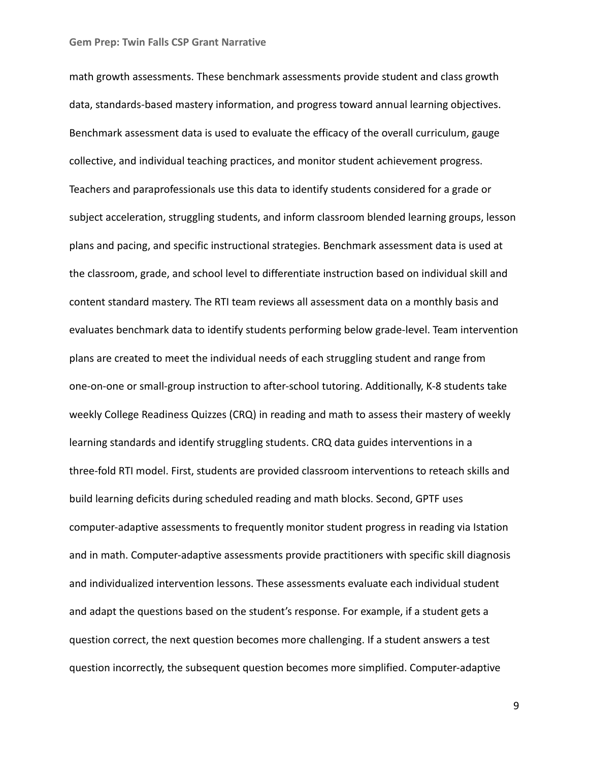math growth assessments. These benchmark assessments provide student and class growth data, standards-based mastery information, and progress toward annual learning objectives. Benchmark assessment data is used to evaluate the efficacy of the overall curriculum, gauge collective, and individual teaching practices, and monitor student achievement progress. Teachers and paraprofessionals use this data to identify students considered for a grade or subject acceleration, struggling students, and inform classroom blended learning groups, lesson plans and pacing, and specific instructional strategies. Benchmark assessment data is used at the classroom, grade, and school level to differentiate instruction based on individual skill and content standard mastery. The RTI team reviews all assessment data on a monthly basis and evaluates benchmark data to identify students performing below grade-level. Team intervention plans are created to meet the individual needs of each struggling student and range from one-on-one or small-group instruction to after-school tutoring. Additionally, K-8 students take weekly College Readiness Quizzes (CRQ) in reading and math to assess their mastery of weekly learning standards and identify struggling students. CRQ data guides interventions in a three-fold RTI model. First, students are provided classroom interventions to reteach skills and build learning deficits during scheduled reading and math blocks. Second, GPTF uses computer-adaptive assessments to frequently monitor student progress in reading via Istation and in math. Computer-adaptive assessments provide practitioners with specific skill diagnosis and individualized intervention lessons. These assessments evaluate each individual student and adapt the questions based on the student's response. For example, if a student gets a question correct, the next question becomes more challenging. If a student answers a test question incorrectly, the subsequent question becomes more simplified. Computer-adaptive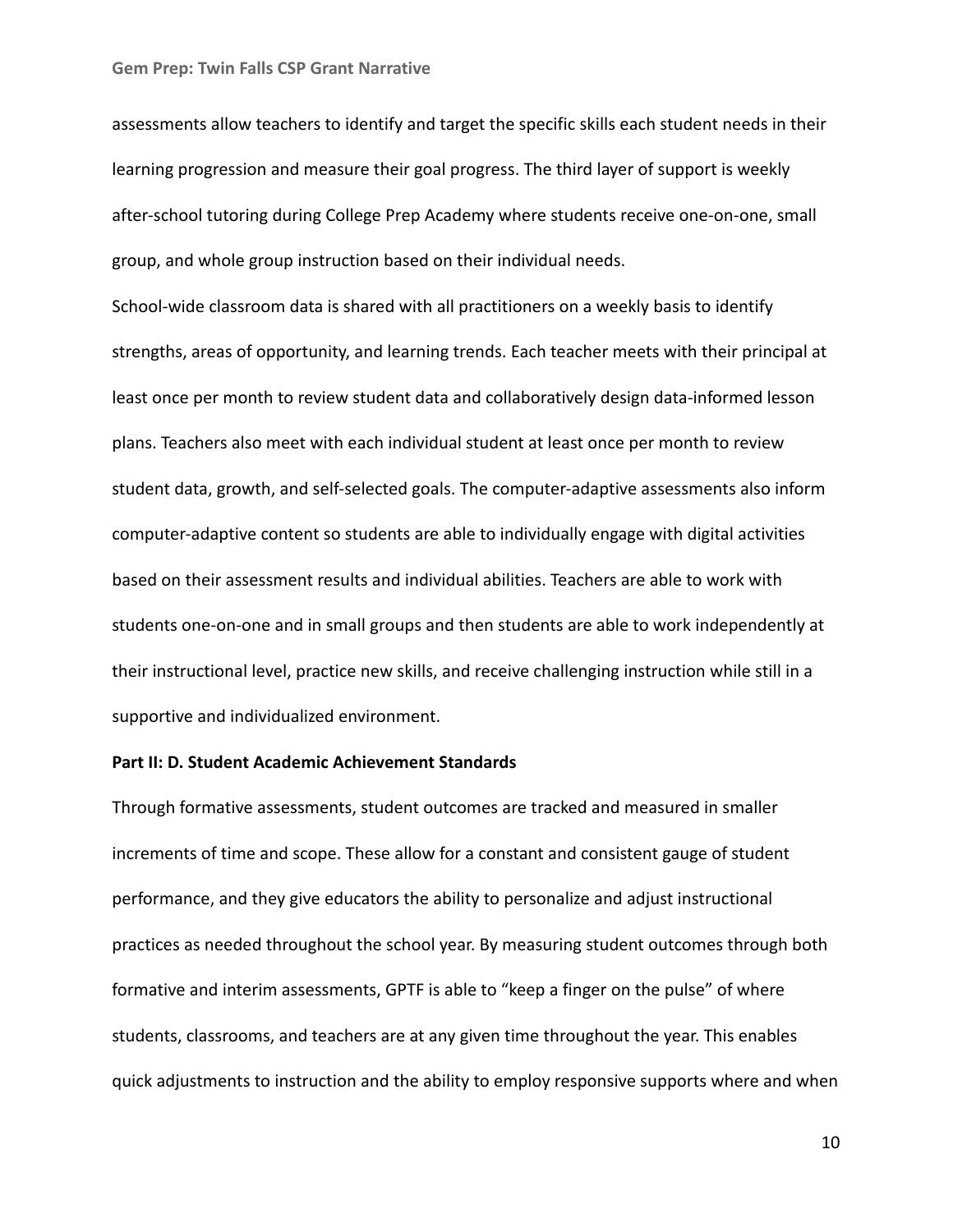assessments allow teachers to identify and target the specific skills each student needs in their learning progression and measure their goal progress. The third layer of support is weekly after-school tutoring during College Prep Academy where students receive one-on-one, small group, and whole group instruction based on their individual needs.

School-wide classroom data is shared with all practitioners on a weekly basis to identify strengths, areas of opportunity, and learning trends. Each teacher meets with their principal at least once per month to review student data and collaboratively design data-informed lesson plans. Teachers also meet with each individual student at least once per month to review student data, growth, and self-selected goals. The computer-adaptive assessments also inform computer-adaptive content so students are able to individually engage with digital activities based on their assessment results and individual abilities. Teachers are able to work with students one-on-one and in small groups and then students are able to work independently at their instructional level, practice new skills, and receive challenging instruction while still in a supportive and individualized environment.

**Part II: D. Student Academic Achievement Standards**

Through formative assessments, student outcomes are tracked and measured in smaller increments of time and scope. These allow for a constant and consistent gauge of student performance, and they give educators the ability to personalize and adjust instructional practices as needed throughout the school year. By measuring student outcomes through both formative and interim assessments, GPTF is able to “keep a finger on the pulse” of where students, classrooms, and teachers are at any given time throughout the year. This enables quick adjustments to instruction and the ability to employ responsive supports where and when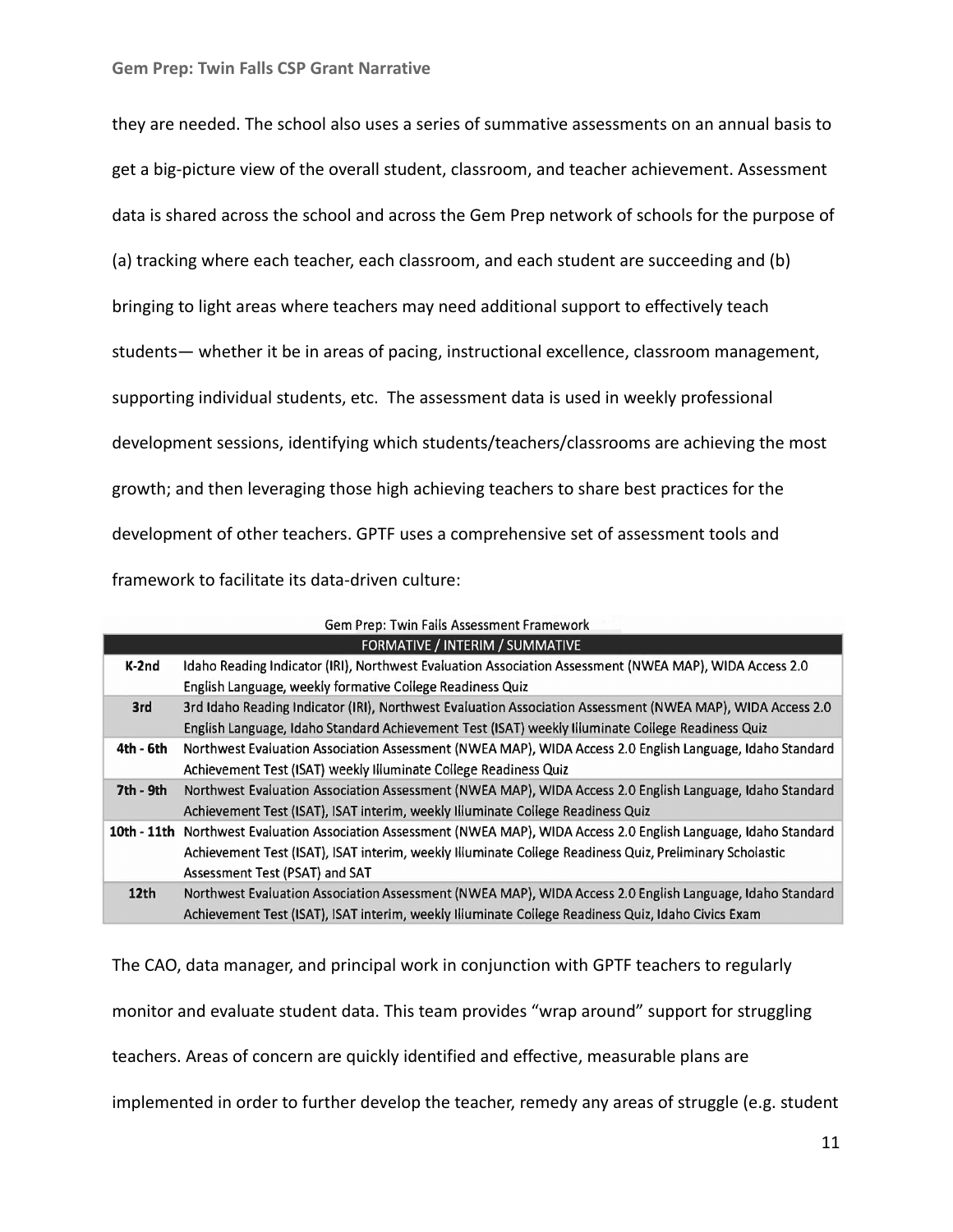they are needed. The school also uses a series of summative assessments on an annual basis to get a big-picture view of the overall student, classroom, and teacher achievement. Assessment data is shared across the school and across the Gem Prep network of schools for the purpose of (a) tracking where each teacher, each classroom, and each student are succeeding and (b) bringing to light areas where teachers may need additional support to effectively teach students— whether it be in areas of pacing, instructional excellence, classroom management, supporting individual students, etc.  The assessment data is used in weekly professional development sessions, identifying which students/teachers/classrooms are achieving the most growth; and then leveraging those high achieving teachers to share best practices for the development of other teachers. GPTF uses a comprehensive set of assessment tools and framework to facilitate its data-driven culture:

Gem Prep: Twin Falls Assessment Framework

| | FORMATIVE / INTERIM / SUMMATIVE |
|---|---|
| K-2nd | Idaho Reading Indicator (IRI), Northwest Evaluation Association Assessment (NWEA MAP), WIDA Access 2.0 English Language, weekly formative College Readiness Quiz |
| 3rd | 3rd Idaho Reading Indicator (IRI), Northwest Evaluation Association Assessment (NWEA MAP), WIDA Access 2.0 English Language, Idaho Standard Achievement Test (ISAT) weekly Illuminate College Readiness Quiz |
| 4th - 6th | Northwest Evaluation Association Assessment (NWEA MAP), WIDA Access 2.0 English Language, Idaho Standard Achievement Test (ISAT) weekly Illuminate College Readiness Quiz |
| 7th - 9th | Northwest Evaluation Association Assessment (NWEA MAP), WIDA Access 2.0 English Language, Idaho Standard Achievement Test (ISAT), ISAT interim, weekly Illuminate College Readiness Quiz |
| 10th - 11th | Northwest Evaluation Association Assessment (NWEA MAP), WIDA Access 2.0 English Language, Idaho Standard Achievement Test (ISAT), ISAT interim, weekly Illuminate College Readiness Quiz, Preliminary Scholastic Assessment Test (PSAT) and SAT |
| 12th | Northwest Evaluation Association Assessment (NWEA MAP), WIDA Access 2.0 English Language, Idaho Standard Achievement Test (ISAT), ISAT interim, weekly Illuminate College Readiness Quiz, Idaho Civics Exam |

The CAO, data manager, and principal work in conjunction with GPTF teachers to regularly monitor and evaluate student data. This team provides "wrap around" support for struggling teachers. Areas of concern are quickly identified and effective, measurable plans are implemented in order to further develop the teacher, remedy any areas of struggle (e.g. student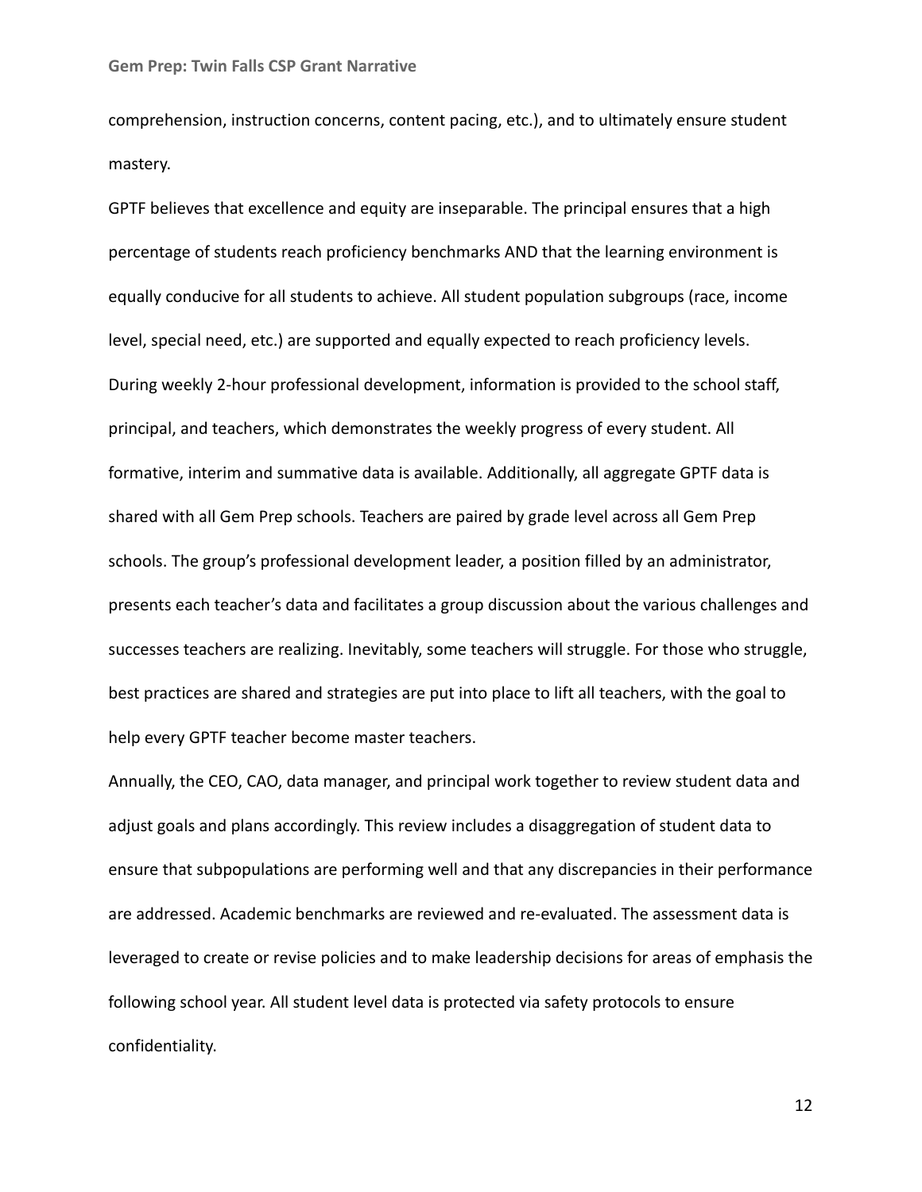comprehension, instruction concerns, content pacing, etc.), and to ultimately ensure student mastery.

GPTF believes that excellence and equity are inseparable. The principal ensures that a high percentage of students reach proficiency benchmarks AND that the learning environment is equally conducive for all students to achieve. All student population subgroups (race, income level, special need, etc.) are supported and equally expected to reach proficiency levels.

During weekly 2-hour professional development, information is provided to the school staff, principal, and teachers, which demonstrates the weekly progress of every student. All formative, interim and summative data is available. Additionally, all aggregate GPTF data is shared with all Gem Prep schools. Teachers are paired by grade level across all Gem Prep schools. The group's professional development leader, a position filled by an administrator, presents each teacher's data and facilitates a group discussion about the various challenges and successes teachers are realizing. Inevitably, some teachers will struggle. For those who struggle, best practices are shared and strategies are put into place to lift all teachers, with the goal to help every GPTF teacher become master teachers.

Annually, the CEO, CAO, data manager, and principal work together to review student data and adjust goals and plans accordingly. This review includes a disaggregation of student data to ensure that subpopulations are performing well and that any discrepancies in their performance are addressed. Academic benchmarks are reviewed and re-evaluated. The assessment data is leveraged to create or revise policies and to make leadership decisions for areas of emphasis the following school year. All student level data is protected via safety protocols to ensure confidentiality.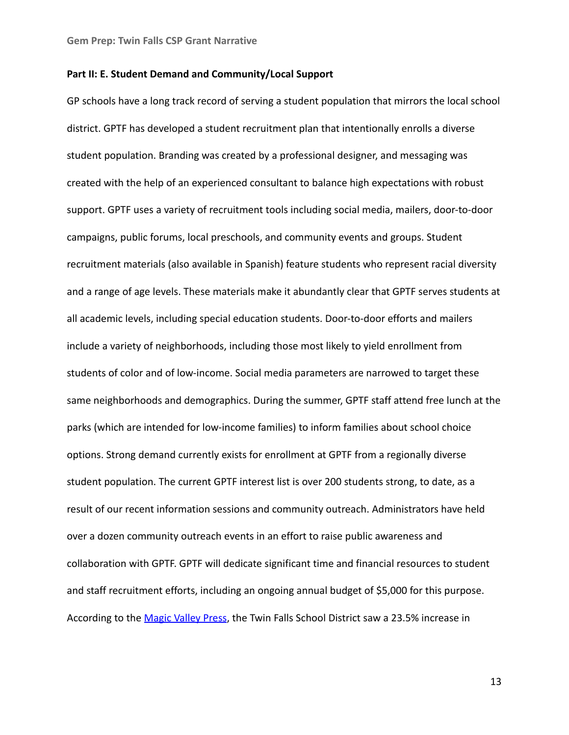**Part II: E. Student Demand and Community/Local Support**

GP schools have a long track record of serving a student population that mirrors the local school district. GPTF has developed a student recruitment plan that intentionally enrolls a diverse student population. Branding was created by a professional designer, and messaging was created with the help of an experienced consultant to balance high expectations with robust support. GPTF uses a variety of recruitment tools including social media, mailers, door-to-door campaigns, public forums, local preschools, and community events and groups. Student recruitment materials (also available in Spanish) feature students who represent racial diversity and a range of age levels. These materials make it abundantly clear that GPTF serves students at all academic levels, including special education students. Door-to-door efforts and mailers include a variety of neighborhoods, including those most likely to yield enrollment from students of color and of low-income. Social media parameters are narrowed to target these same neighborhoods and demographics. During the summer, GPTF staff attend free lunch at the parks (which are intended for low-income families) to inform families about school choice options. Strong demand currently exists for enrollment at GPTF from a regionally diverse student population. The current GPTF interest list is over 200 students strong, to date, as a result of our recent information sessions and community outreach. Administrators have held over a dozen community outreach events in an effort to raise public awareness and collaboration with GPTF. GPTF will dedicate significant time and financial resources to student and staff recruitment efforts, including an ongoing annual budget of $5,000 for this purpose. According to the Magic Valley Press, the Twin Falls School District saw a 23.5% increase in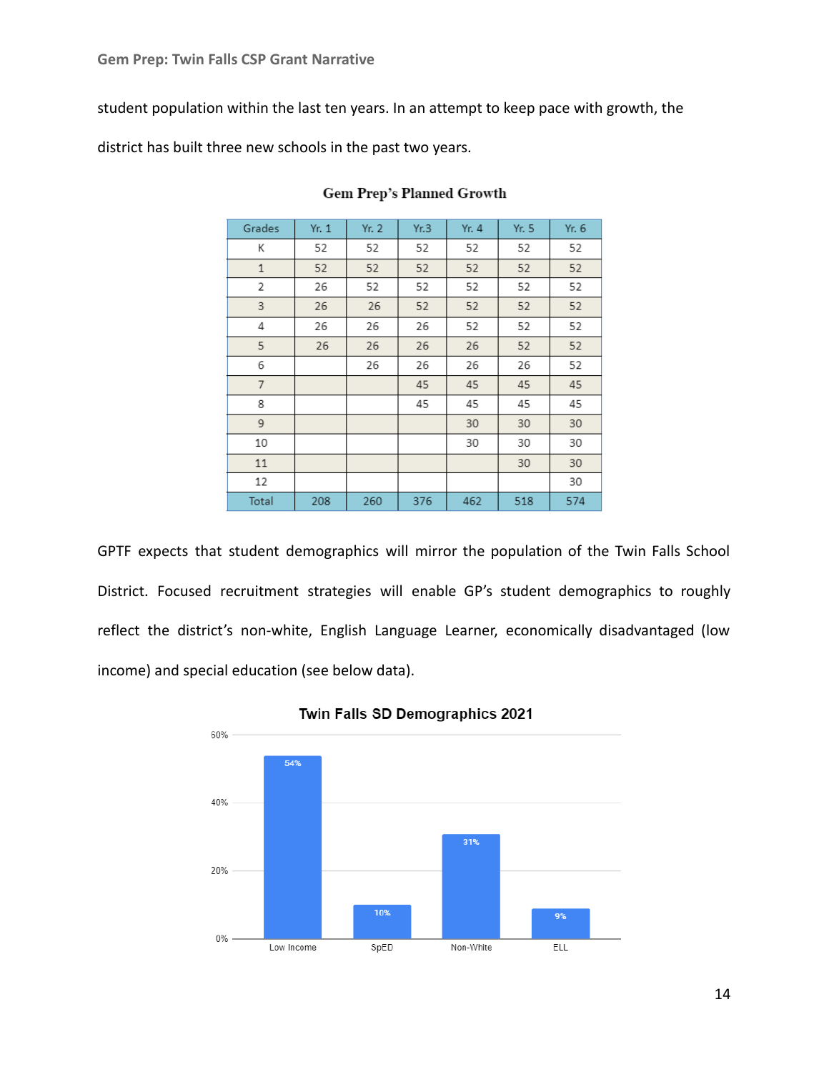student population within the last ten years. In an attempt to keep pace with growth, the district has built three new schools in the past two years.

**Gem Prep's Planned Growth**

| Grades | Yr. 1 | Yr. 2 | Yr.3 | Yr. 4 | Yr. 5 | Yr. 6 |
|---|---|---|---|---|---|---|
| K | 52 | 52 | 52 | 52 | 52 | 52 |
| 1 | 52 | 52 | 52 | 52 | 52 | 52 |
| 2 | 26 | 52 | 52 | 52 | 52 | 52 |
| 3 | 26 | 26 | 52 | 52 | 52 | 52 |
| 4 | 26 | 26 | 26 | 52 | 52 | 52 |
| 5 | 26 | 26 | 26 | 26 | 52 | 52 |
| 6 | | 26 | 26 | 26 | 26 | 52 |
| 7 | | | 45 | 45 | 45 | 45 |
| 8 | | | 45 | 45 | 45 | 45 |
| 9 | | | | 30 | 30 | 30 |
| 10 | | | | 30 | 30 | 30 |
| 11 | | | | | 30 | 30 |
| 12 | | | | | | 30 |
| Total | 208 | 260 | 376 | 462 | 518 | 574 |

GPTF expects that student demographics will mirror the population of the Twin Falls School District. Focused recruitment strategies will enable GP's student demographics to roughly reflect the district's non-white, English Language Learner, economically disadvantaged (low income) and special education (see below data).

**Twin Falls SD Demographics 2021**

| Category | Percentage |
|---|---|
| Low Income | 54% |
| SpED | 10% |
| Non-White | 31% |
| ELL | 9% |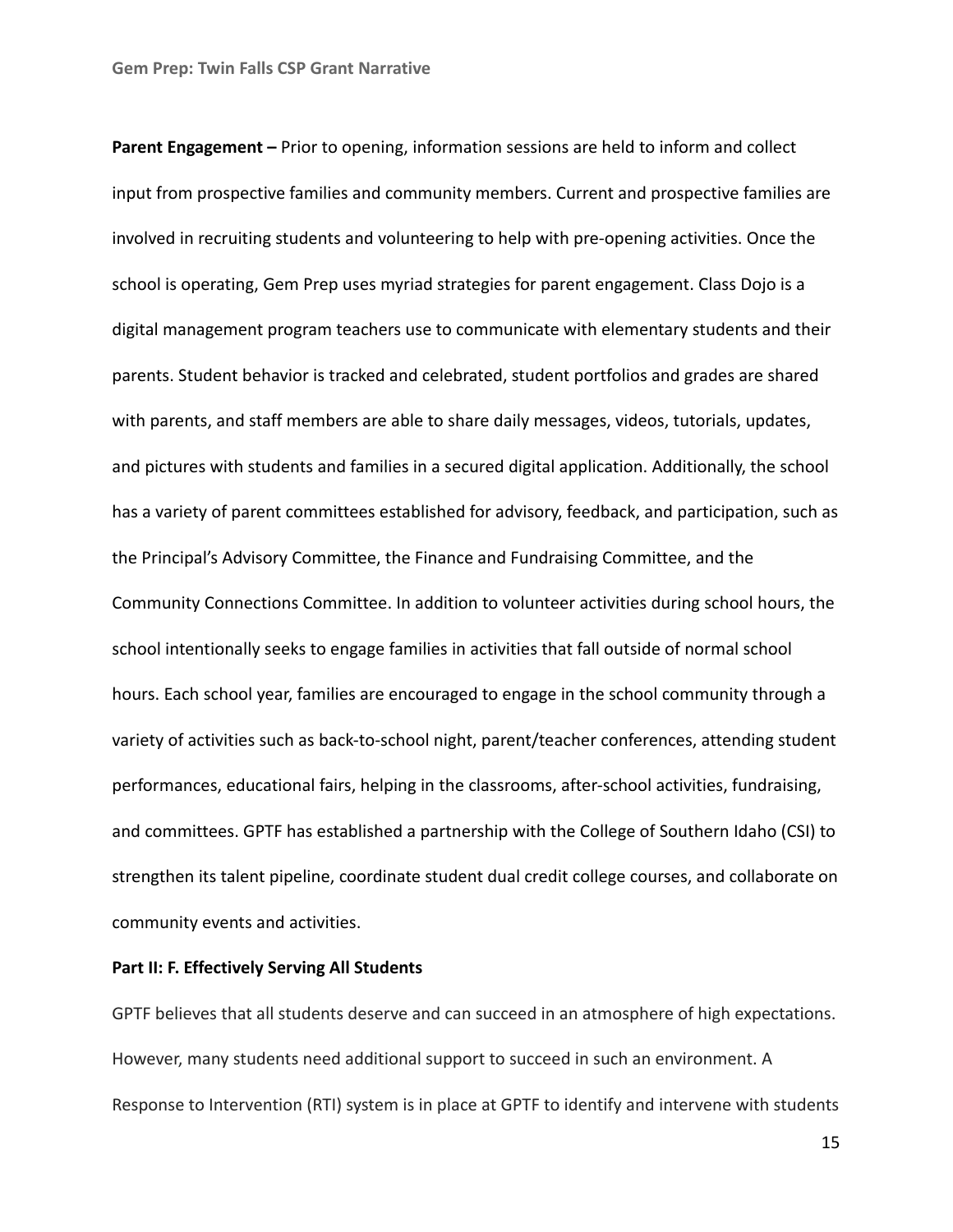**Parent Engagement –** Prior to opening, information sessions are held to inform and collect input from prospective families and community members. Current and prospective families are involved in recruiting students and volunteering to help with pre-opening activities. Once the school is operating, Gem Prep uses myriad strategies for parent engagement. Class Dojo is a digital management program teachers use to communicate with elementary students and their parents. Student behavior is tracked and celebrated, student portfolios and grades are shared with parents, and staff members are able to share daily messages, videos, tutorials, updates, and pictures with students and families in a secured digital application. Additionally, the school has a variety of parent committees established for advisory, feedback, and participation, such as the Principal's Advisory Committee, the Finance and Fundraising Committee, and the Community Connections Committee. In addition to volunteer activities during school hours, the school intentionally seeks to engage families in activities that fall outside of normal school hours. Each school year, families are encouraged to engage in the school community through a variety of activities such as back-to-school night, parent/teacher conferences, attending student performances, educational fairs, helping in the classrooms, after-school activities, fundraising, and committees. GPTF has established a partnership with the College of Southern Idaho (CSI) to strengthen its talent pipeline, coordinate student dual credit college courses, and collaborate on community events and activities.

**Part II: F. Effectively Serving All Students**

GPTF believes that all students deserve and can succeed in an atmosphere of high expectations. However, many students need additional support to succeed in such an environment. A Response to Intervention (RTI) system is in place at GPTF to identify and intervene with students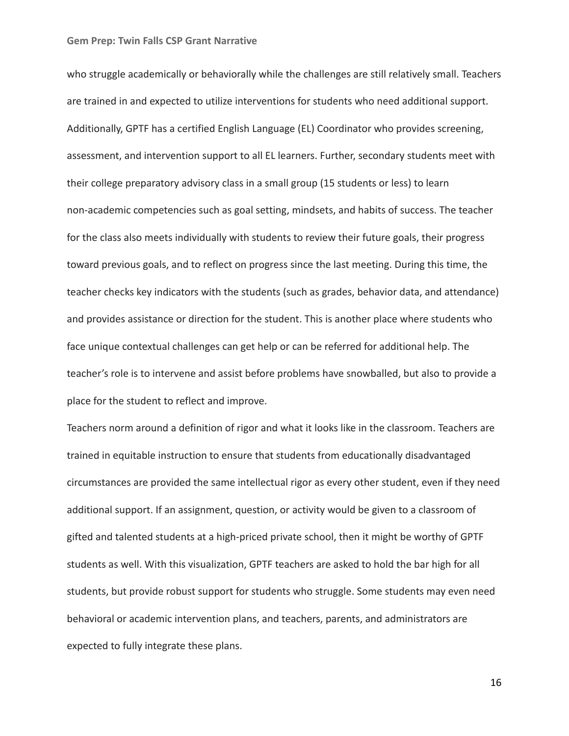who struggle academically or behaviorally while the challenges are still relatively small. Teachers are trained in and expected to utilize interventions for students who need additional support. Additionally, GPTF has a certified English Language (EL) Coordinator who provides screening, assessment, and intervention support to all EL learners. Further, secondary students meet with their college preparatory advisory class in a small group (15 students or less) to learn non-academic competencies such as goal setting, mindsets, and habits of success. The teacher for the class also meets individually with students to review their future goals, their progress toward previous goals, and to reflect on progress since the last meeting. During this time, the teacher checks key indicators with the students (such as grades, behavior data, and attendance) and provides assistance or direction for the student. This is another place where students who face unique contextual challenges can get help or can be referred for additional help. The teacher's role is to intervene and assist before problems have snowballed, but also to provide a place for the student to reflect and improve.

Teachers norm around a definition of rigor and what it looks like in the classroom. Teachers are trained in equitable instruction to ensure that students from educationally disadvantaged circumstances are provided the same intellectual rigor as every other student, even if they need additional support. If an assignment, question, or activity would be given to a classroom of gifted and talented students at a high-priced private school, then it might be worthy of GPTF students as well. With this visualization, GPTF teachers are asked to hold the bar high for all students, but provide robust support for students who struggle. Some students may even need behavioral or academic intervention plans, and teachers, parents, and administrators are expected to fully integrate these plans.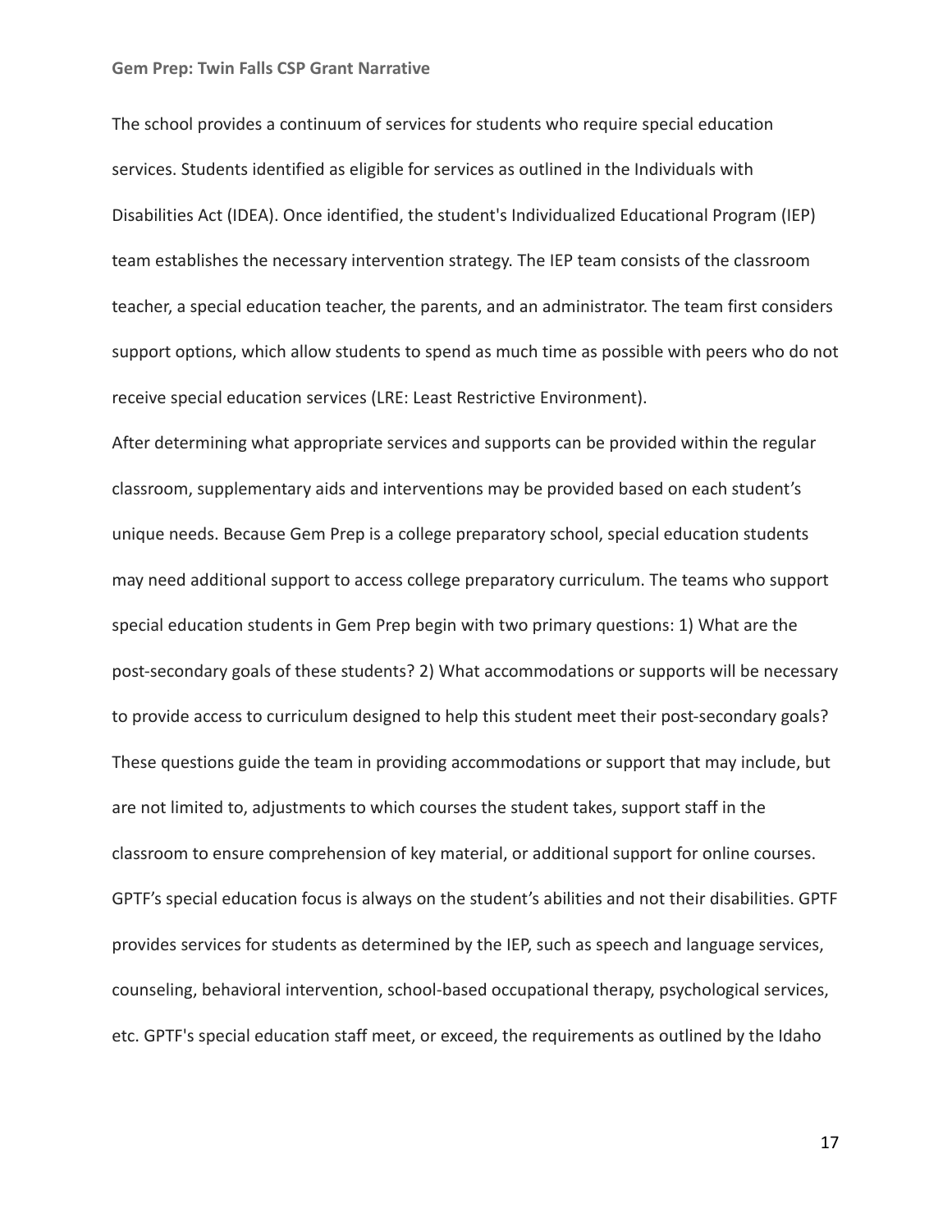The school provides a continuum of services for students who require special education services. Students identified as eligible for services as outlined in the Individuals with Disabilities Act (IDEA). Once identified, the student's Individualized Educational Program (IEP) team establishes the necessary intervention strategy. The IEP team consists of the classroom teacher, a special education teacher, the parents, and an administrator. The team first considers support options, which allow students to spend as much time as possible with peers who do not receive special education services (LRE: Least Restrictive Environment).

After determining what appropriate services and supports can be provided within the regular classroom, supplementary aids and interventions may be provided based on each student's unique needs. Because Gem Prep is a college preparatory school, special education students may need additional support to access college preparatory curriculum. The teams who support special education students in Gem Prep begin with two primary questions: 1) What are the post-secondary goals of these students? 2) What accommodations or supports will be necessary to provide access to curriculum designed to help this student meet their post-secondary goals? These questions guide the team in providing accommodations or support that may include, but are not limited to, adjustments to which courses the student takes, support staff in the classroom to ensure comprehension of key material, or additional support for online courses. GPTF's special education focus is always on the student's abilities and not their disabilities. GPTF provides services for students as determined by the IEP, such as speech and language services, counseling, behavioral intervention, school-based occupational therapy, psychological services, etc. GPTF's special education staff meet, or exceed, the requirements as outlined by the Idaho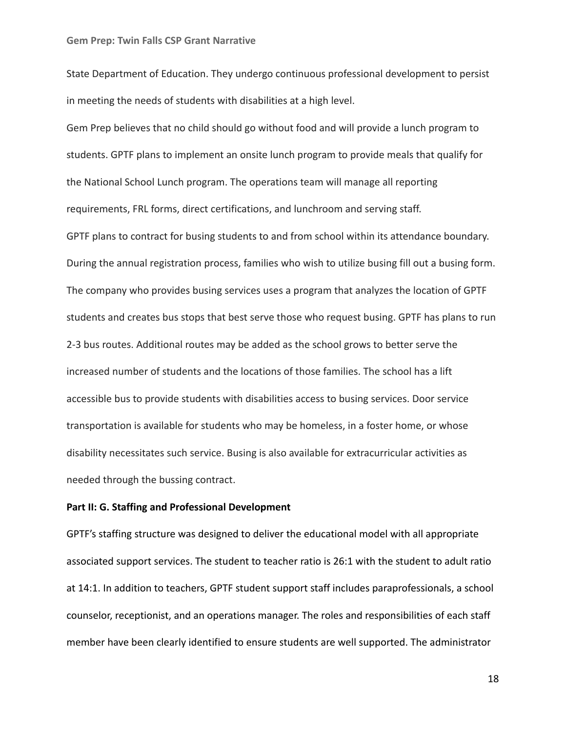State Department of Education. They undergo continuous professional development to persist in meeting the needs of students with disabilities at a high level.

Gem Prep believes that no child should go without food and will provide a lunch program to students. GPTF plans to implement an onsite lunch program to provide meals that qualify for the National School Lunch program. The operations team will manage all reporting requirements, FRL forms, direct certifications, and lunchroom and serving staff.

GPTF plans to contract for busing students to and from school within its attendance boundary. During the annual registration process, families who wish to utilize busing fill out a busing form. The company who provides busing services uses a program that analyzes the location of GPTF students and creates bus stops that best serve those who request busing. GPTF has plans to run 2-3 bus routes. Additional routes may be added as the school grows to better serve the increased number of students and the locations of those families. The school has a lift accessible bus to provide students with disabilities access to busing services. Door service transportation is available for students who may be homeless, in a foster home, or whose disability necessitates such service. Busing is also available for extracurricular activities as needed through the bussing contract.

**Part II: G. Staffing and Professional Development**

GPTF's staffing structure was designed to deliver the educational model with all appropriate associated support services. The student to teacher ratio is 26:1 with the student to adult ratio at 14:1. In addition to teachers, GPTF student support staff includes paraprofessionals, a school counselor, receptionist, and an operations manager. The roles and responsibilities of each staff member have been clearly identified to ensure students are well supported. The administrator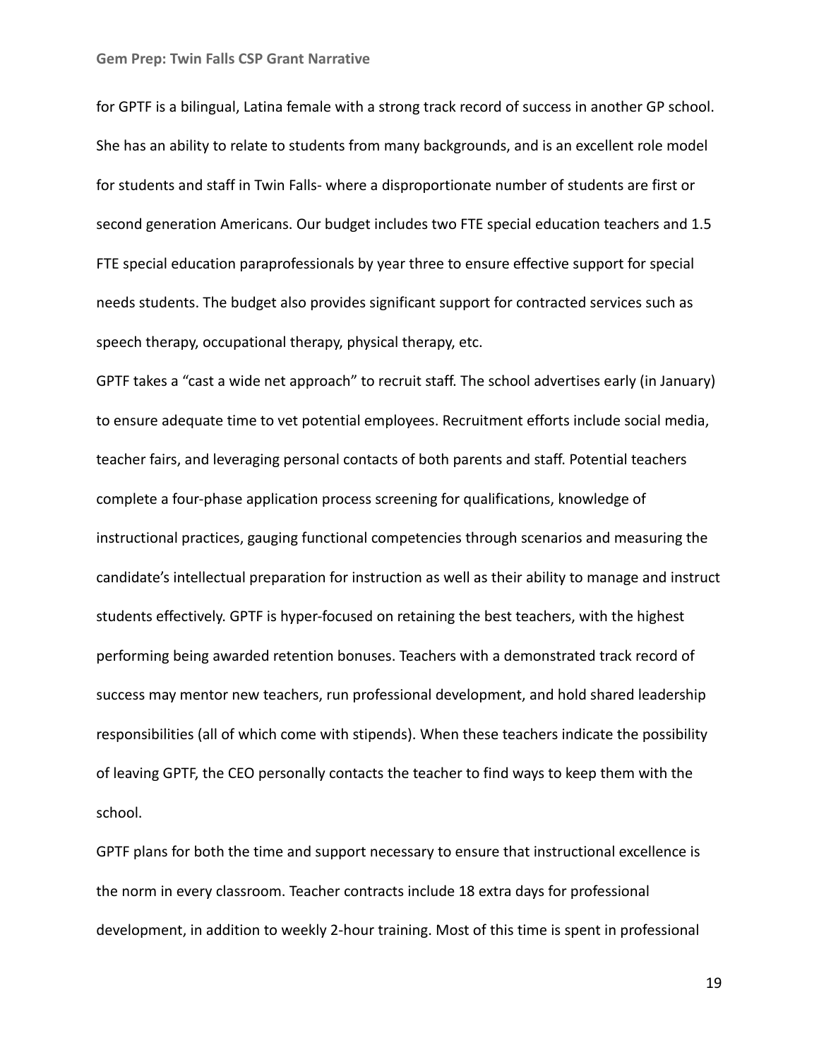for GPTF is a bilingual, Latina female with a strong track record of success in another GP school. She has an ability to relate to students from many backgrounds, and is an excellent role model for students and staff in Twin Falls- where a disproportionate number of students are first or second generation Americans. Our budget includes two FTE special education teachers and 1.5 FTE special education paraprofessionals by year three to ensure effective support for special needs students. The budget also provides significant support for contracted services such as speech therapy, occupational therapy, physical therapy, etc.

GPTF takes a “cast a wide net approach” to recruit staff. The school advertises early (in January) to ensure adequate time to vet potential employees. Recruitment efforts include social media, teacher fairs, and leveraging personal contacts of both parents and staff. Potential teachers complete a four-phase application process screening for qualifications, knowledge of instructional practices, gauging functional competencies through scenarios and measuring the candidate’s intellectual preparation for instruction as well as their ability to manage and instruct students effectively. GPTF is hyper-focused on retaining the best teachers, with the highest performing being awarded retention bonuses. Teachers with a demonstrated track record of success may mentor new teachers, run professional development, and hold shared leadership responsibilities (all of which come with stipends). When these teachers indicate the possibility of leaving GPTF, the CEO personally contacts the teacher to find ways to keep them with the school.

GPTF plans for both the time and support necessary to ensure that instructional excellence is the norm in every classroom. Teacher contracts include 18 extra days for professional development, in addition to weekly 2-hour training. Most of this time is spent in professional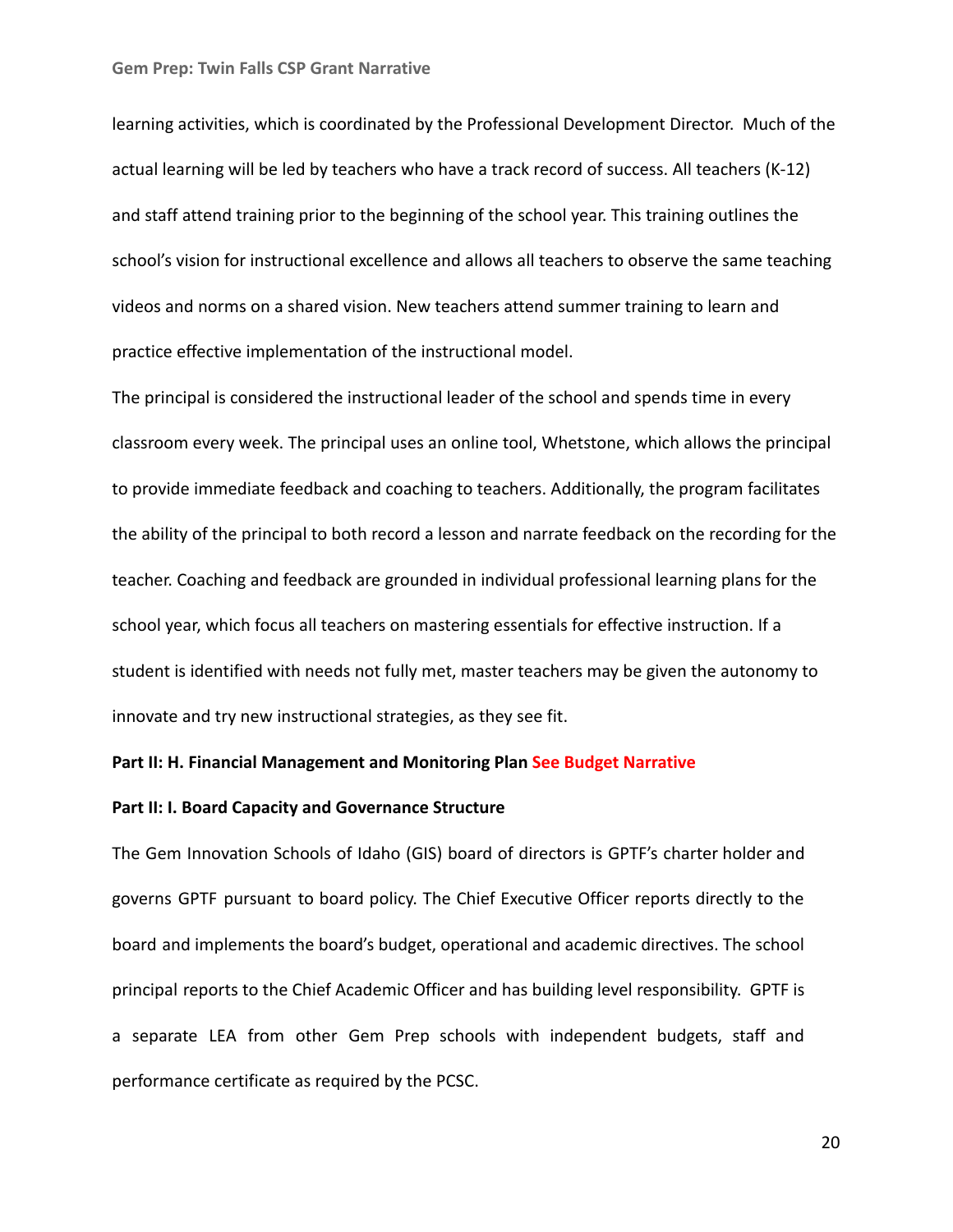learning activities, which is coordinated by the Professional Development Director. Much of the actual learning will be led by teachers who have a track record of success. All teachers (K-12) and staff attend training prior to the beginning of the school year. This training outlines the school's vision for instructional excellence and allows all teachers to observe the same teaching videos and norms on a shared vision. New teachers attend summer training to learn and practice effective implementation of the instructional model.

The principal is considered the instructional leader of the school and spends time in every classroom every week. The principal uses an online tool, Whetstone, which allows the principal to provide immediate feedback and coaching to teachers. Additionally, the program facilitates the ability of the principal to both record a lesson and narrate feedback on the recording for the teacher. Coaching and feedback are grounded in individual professional learning plans for the school year, which focus all teachers on mastering essentials for effective instruction. If a student is identified with needs not fully met, master teachers may be given the autonomy to innovate and try new instructional strategies, as they see fit.

**Part II: H. Financial Management and Monitoring Plan See Budget Narrative**

**Part II: I. Board Capacity and Governance Structure**

The Gem Innovation Schools of Idaho (GIS) board of directors is GPTF's charter holder and governs GPTF pursuant to board policy. The Chief Executive Officer reports directly to the board and implements the board's budget, operational and academic directives. The school principal reports to the Chief Academic Officer and has building level responsibility. GPTF is a separate LEA from other Gem Prep schools with independent budgets, staff and performance certificate as required by the PCSC.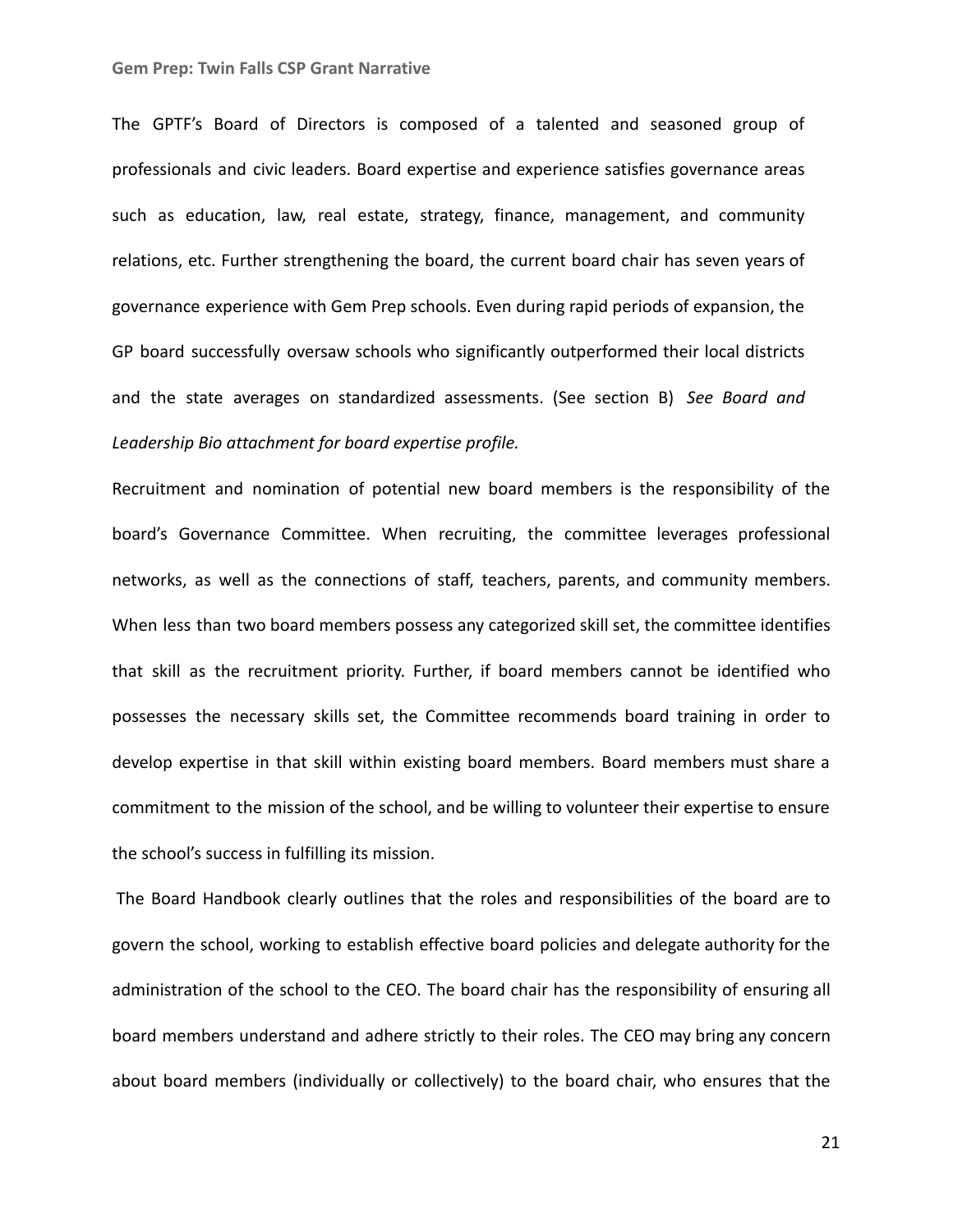The GPTF's Board of Directors is composed of a talented and seasoned group of professionals and civic leaders. Board expertise and experience satisfies governance areas such as education, law, real estate, strategy, finance, management, and community relations, etc. Further strengthening the board, the current board chair has seven years of governance experience with Gem Prep schools. Even during rapid periods of expansion, the GP board successfully oversaw schools who significantly outperformed their local districts and the state averages on standardized assessments. (See section B) *See Board and Leadership Bio attachment for board expertise profile.*

Recruitment and nomination of potential new board members is the responsibility of the board's Governance Committee. When recruiting, the committee leverages professional networks, as well as the connections of staff, teachers, parents, and community members. When less than two board members possess any categorized skill set, the committee identifies that skill as the recruitment priority. Further, if board members cannot be identified who possesses the necessary skills set, the Committee recommends board training in order to develop expertise in that skill within existing board members. Board members must share a commitment to the mission of the school, and be willing to volunteer their expertise to ensure the school's success in fulfilling its mission.

The Board Handbook clearly outlines that the roles and responsibilities of the board are to govern the school, working to establish effective board policies and delegate authority for the administration of the school to the CEO. The board chair has the responsibility of ensuring all board members understand and adhere strictly to their roles. The CEO may bring any concern about board members (individually or collectively) to the board chair, who ensures that the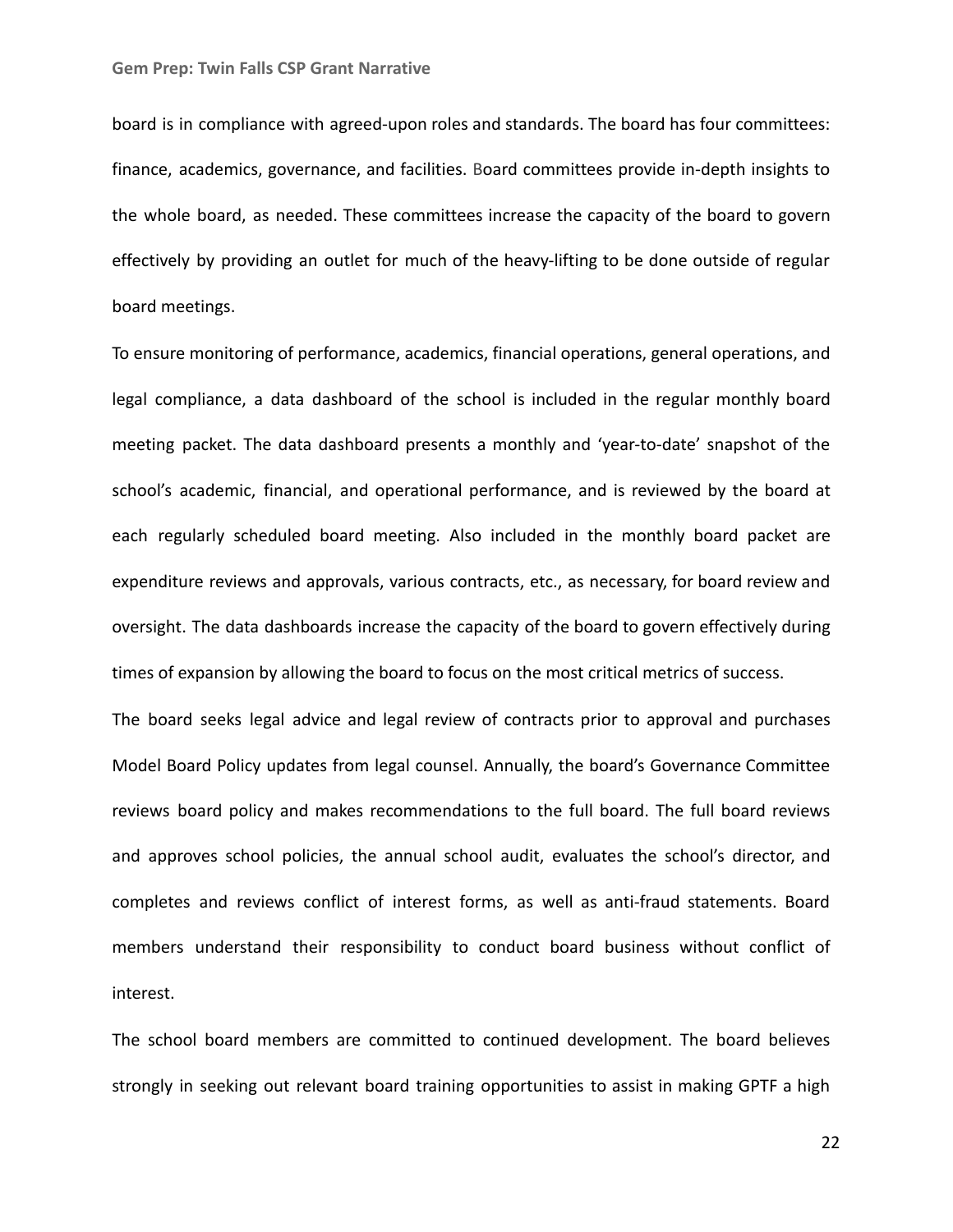board is in compliance with agreed-upon roles and standards. The board has four committees: finance, academics, governance, and facilities. Board committees provide in-depth insights to the whole board, as needed. These committees increase the capacity of the board to govern effectively by providing an outlet for much of the heavy-lifting to be done outside of regular board meetings.

To ensure monitoring of performance, academics, financial operations, general operations, and legal compliance, a data dashboard of the school is included in the regular monthly board meeting packet. The data dashboard presents a monthly and 'year-to-date' snapshot of the school's academic, financial, and operational performance, and is reviewed by the board at each regularly scheduled board meeting. Also included in the monthly board packet are expenditure reviews and approvals, various contracts, etc., as necessary, for board review and oversight. The data dashboards increase the capacity of the board to govern effectively during times of expansion by allowing the board to focus on the most critical metrics of success.

The board seeks legal advice and legal review of contracts prior to approval and purchases Model Board Policy updates from legal counsel. Annually, the board's Governance Committee reviews board policy and makes recommendations to the full board. The full board reviews and approves school policies, the annual school audit, evaluates the school's director, and completes and reviews conflict of interest forms, as well as anti-fraud statements. Board members understand their responsibility to conduct board business without conflict of interest.

The school board members are committed to continued development. The board believes strongly in seeking out relevant board training opportunities to assist in making GPTF a high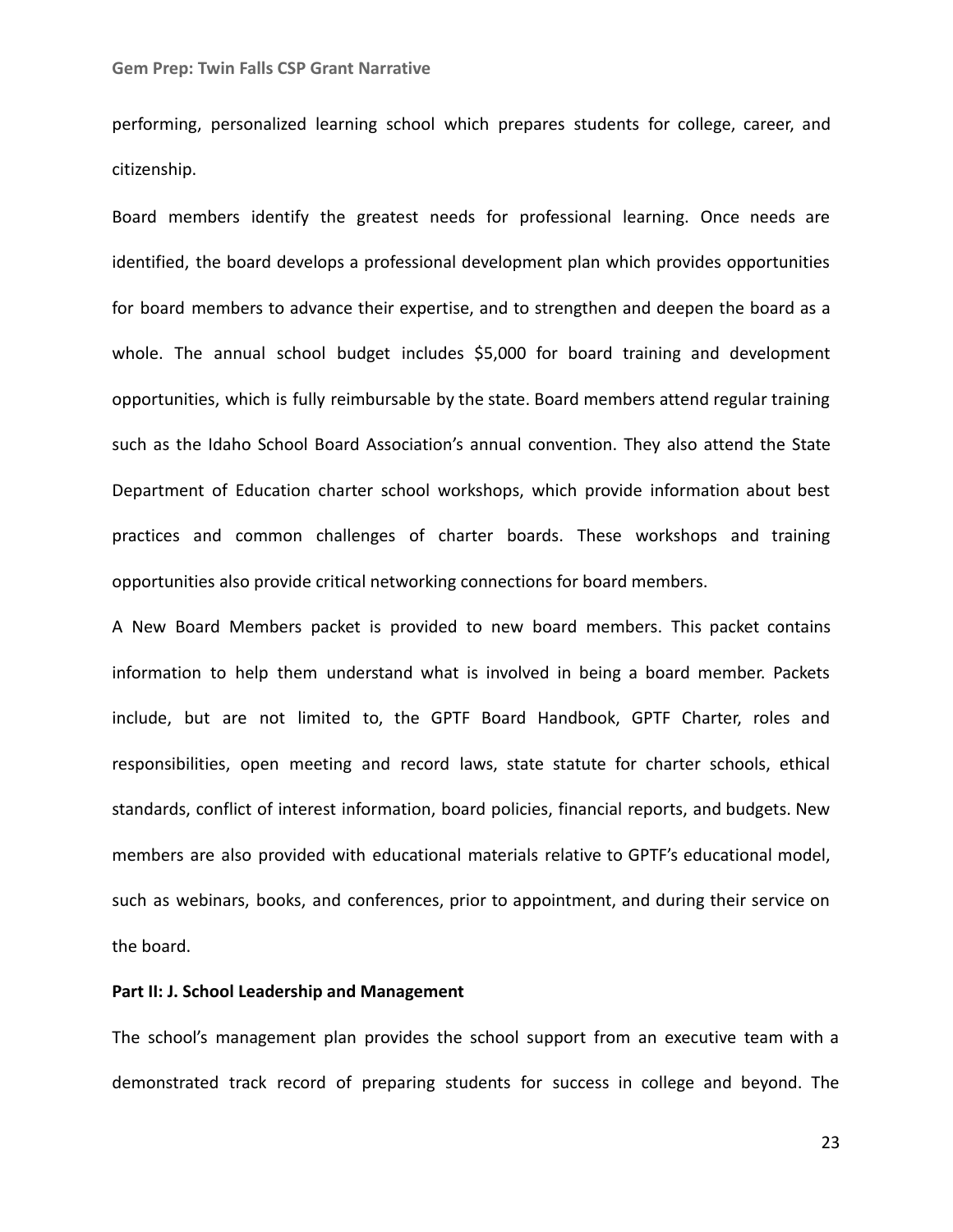performing, personalized learning school which prepares students for college, career, and citizenship.

Board members identify the greatest needs for professional learning. Once needs are identified, the board develops a professional development plan which provides opportunities for board members to advance their expertise, and to strengthen and deepen the board as a whole. The annual school budget includes $5,000 for board training and development opportunities, which is fully reimbursable by the state. Board members attend regular training such as the Idaho School Board Association's annual convention. They also attend the State Department of Education charter school workshops, which provide information about best practices and common challenges of charter boards. These workshops and training opportunities also provide critical networking connections for board members.

A New Board Members packet is provided to new board members. This packet contains information to help them understand what is involved in being a board member. Packets include, but are not limited to, the GPTF Board Handbook, GPTF Charter, roles and responsibilities, open meeting and record laws, state statute for charter schools, ethical standards, conflict of interest information, board policies, financial reports, and budgets. New members are also provided with educational materials relative to GPTF's educational model, such as webinars, books, and conferences, prior to appointment, and during their service on the board.

**Part II: J. School Leadership and Management**

The school's management plan provides the school support from an executive team with a demonstrated track record of preparing students for success in college and beyond. The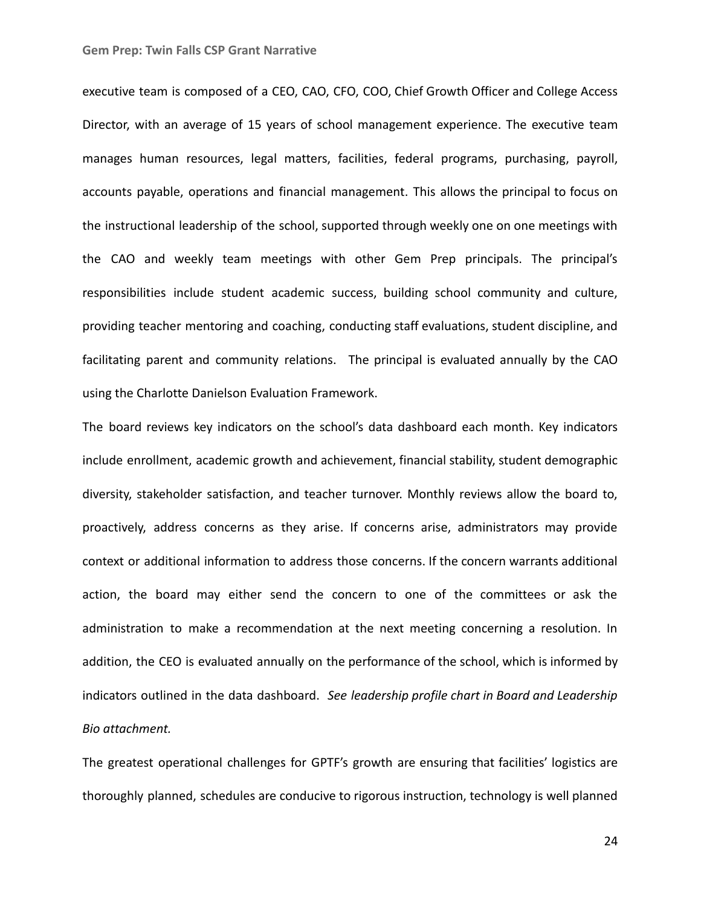executive team is composed of a CEO, CAO, CFO, COO, Chief Growth Officer and College Access Director, with an average of 15 years of school management experience. The executive team manages human resources, legal matters, facilities, federal programs, purchasing, payroll, accounts payable, operations and financial management. This allows the principal to focus on the instructional leadership of the school, supported through weekly one on one meetings with the CAO and weekly team meetings with other Gem Prep principals. The principal's responsibilities include student academic success, building school community and culture, providing teacher mentoring and coaching, conducting staff evaluations, student discipline, and facilitating parent and community relations. The principal is evaluated annually by the CAO using the Charlotte Danielson Evaluation Framework.

The board reviews key indicators on the school's data dashboard each month. Key indicators include enrollment, academic growth and achievement, financial stability, student demographic diversity, stakeholder satisfaction, and teacher turnover. Monthly reviews allow the board to, proactively, address concerns as they arise. If concerns arise, administrators may provide context or additional information to address those concerns. If the concern warrants additional action, the board may either send the concern to one of the committees or ask the administration to make a recommendation at the next meeting concerning a resolution. In addition, the CEO is evaluated annually on the performance of the school, which is informed by indicators outlined in the data dashboard. *See leadership profile chart in Board and Leadership Bio attachment.*

The greatest operational challenges for GPTF's growth are ensuring that facilities' logistics are thoroughly planned, schedules are conducive to rigorous instruction, technology is well planned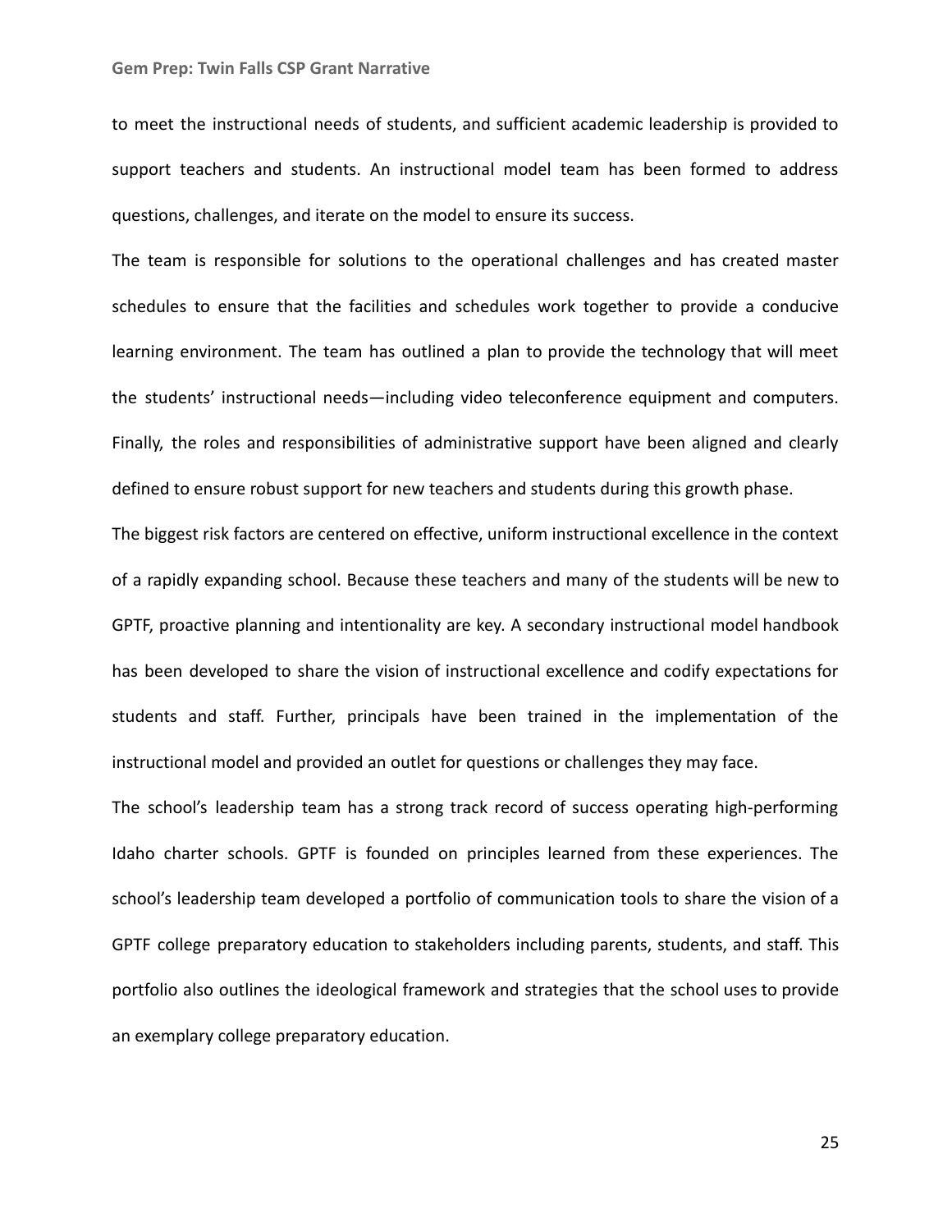to meet the instructional needs of students, and sufficient academic leadership is provided to support teachers and students. An instructional model team has been formed to address questions, challenges, and iterate on the model to ensure its success.

The team is responsible for solutions to the operational challenges and has created master schedules to ensure that the facilities and schedules work together to provide a conducive learning environment. The team has outlined a plan to provide the technology that will meet the students' instructional needs—including video teleconference equipment and computers. Finally, the roles and responsibilities of administrative support have been aligned and clearly defined to ensure robust support for new teachers and students during this growth phase.

The biggest risk factors are centered on effective, uniform instructional excellence in the context of a rapidly expanding school. Because these teachers and many of the students will be new to GPTF, proactive planning and intentionality are key. A secondary instructional model handbook has been developed to share the vision of instructional excellence and codify expectations for students and staff. Further, principals have been trained in the implementation of the instructional model and provided an outlet for questions or challenges they may face.

The school's leadership team has a strong track record of success operating high-performing Idaho charter schools. GPTF is founded on principles learned from these experiences. The school's leadership team developed a portfolio of communication tools to share the vision of a GPTF college preparatory education to stakeholders including parents, students, and staff. This portfolio also outlines the ideological framework and strategies that the school uses to provide an exemplary college preparatory education.